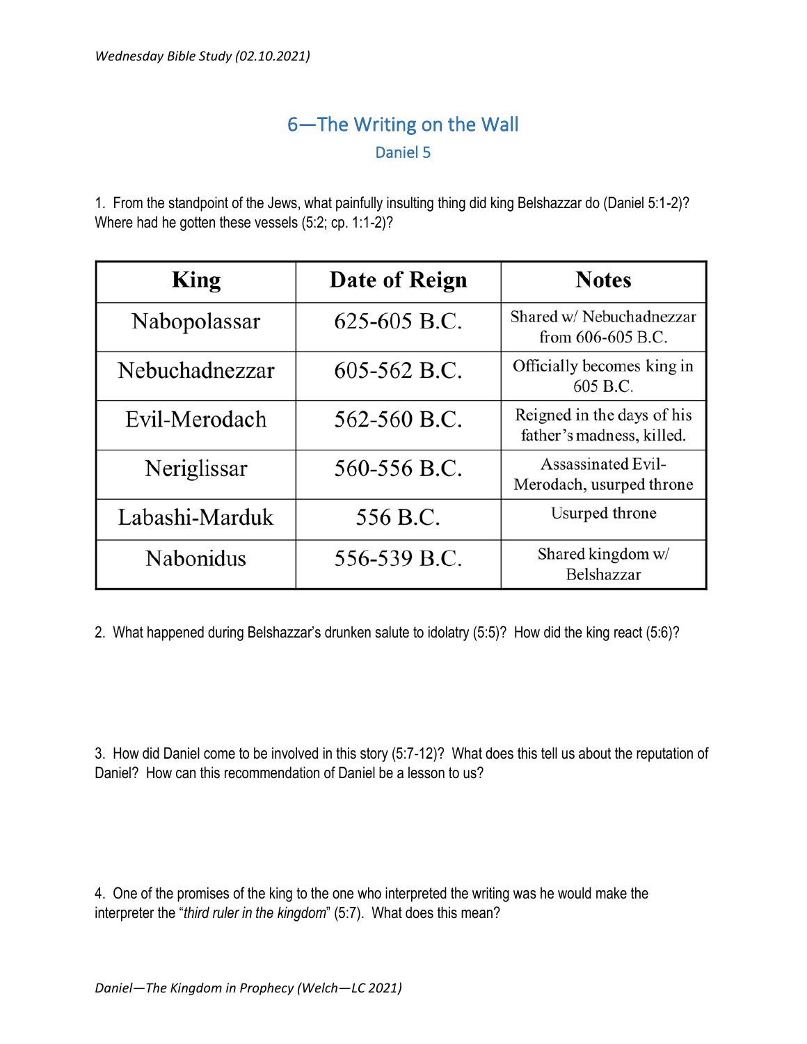# 6—The Writing on the Wall

## Daniel 5

1. From the standpoint of the Jews, what painfully insulting thing did king Belshazzar do (Daniel 5:1-2)? Where had he gotten these vessels (5:2; cp. 1:1-2)?

| King | Date of Reign | Notes |
|---|---|---|
| Nabopolassar | 625-605 B.C. | Shared w/ Nebuchadnezzar from 606-605 B.C. |
| Nebuchadnezzar | 605-562 B.C. | Officially becomes king in 605 B.C. |
| Evil-Merodach | 562-560 B.C. | Reigned in the days of his father's madness, killed. |
| Neriglissar | 560-556 B.C. | Assassinated Evil-Merodach, usurped throne |
| Labashi-Marduk | 556 B.C. | Usurped throne |
| Nabonidus | 556-539 B.C. | Shared kingdom w/ Belshazzar |

2. What happened during Belshazzar's drunken salute to idolatry (5:5)? How did the king react (5:6)?

3. How did Daniel come to be involved in this story (5:7-12)? What does this tell us about the reputation of Daniel? How can this recommendation of Daniel be a lesson to us?

4. One of the promises of the king to the one who interpreted the writing was he would make the interpreter the "*third ruler in the kingdom*" (5:7). What does this mean?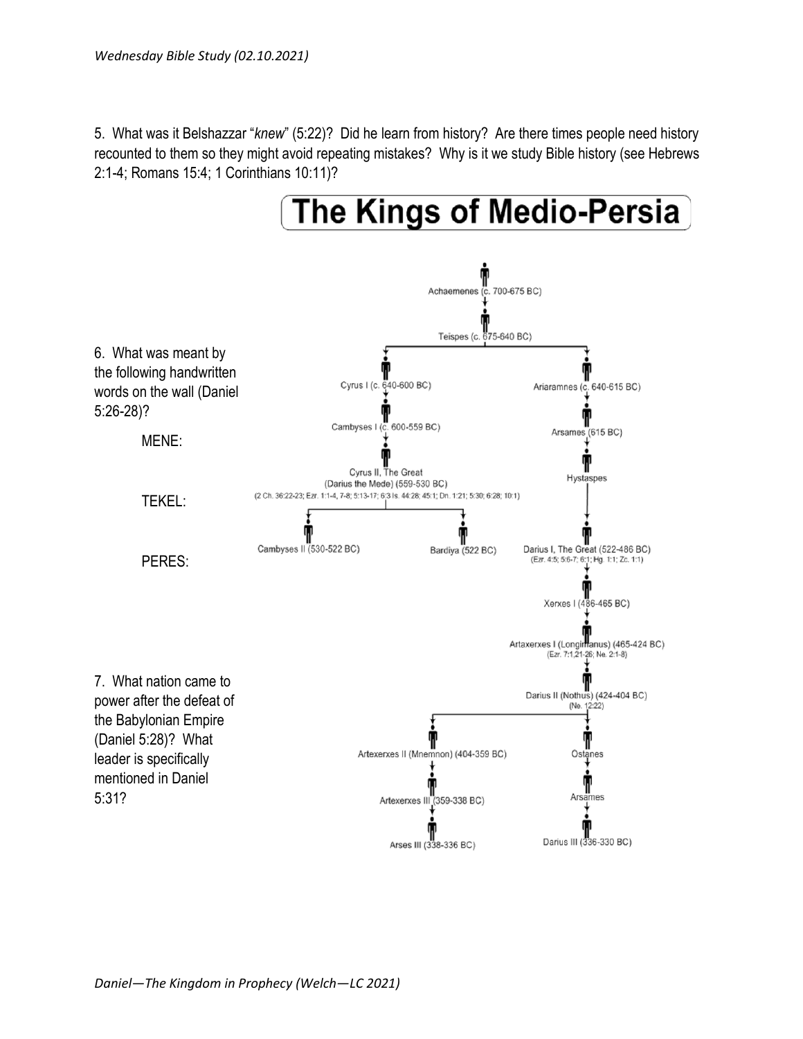5. What was it Belshazzar "*knew*" (5:22)? Did he learn from history? Are there times people need history recounted to them so they might avoid repeating mistakes? Why is it we study Bible history (see Hebrews 2:1-4; Romans 15:4; 1 Corinthians 10:11)?

6. What was meant by the following handwritten words on the wall (Daniel 5:26-28)?

MENE:

TEKEL:

PERES:

7. What nation came to power after the defeat of the Babylonian Empire (Daniel 5:28)? What leader is specifically mentioned in Daniel 5:31?

# The Kings of Medio-Persia

Achaemenes (c. 700-675 BC)

Teispes (c. 675-640 BC)

Cyrus I (c. 640-600 BC)

Cambyses I (c. 600-559 BC)

Cyrus II, The Great
(Darius the Mede) (559-530 BC)
(2 Ch. 36:22-23; Ezr. 1:1-4, 7-8; 5:13-17; 6:3 Is. 44:28; 45:1; Dn. 1:21; 5:30; 6:28; 10:1)

Cambyses II (530-522 BC)

Bardiya (522 BC)

Ariaramnes (c. 640-615 BC)

Arsames (615 BC)

Hystaspes

Darius I, The Great (522-486 BC)
(Ezr. 4:5; 5:6-7; 6:1; Hg. 1:1; Zc. 1:1)

Xerxes I (486-465 BC)

Artaxerxes I (Longimanus) (465-424 BC)
(Ezr. 7:1,21-26; Ne. 2:1-8)

Darius II (Nothus) (424-404 BC)
(Ne. 12:22)

Artexerxes II (Mnemnon) (404-359 BC)

Artexerxes III (359-338 BC)

Arses III (338-336 BC)

Ostanes

Arsames

Darius III (336-330 BC)